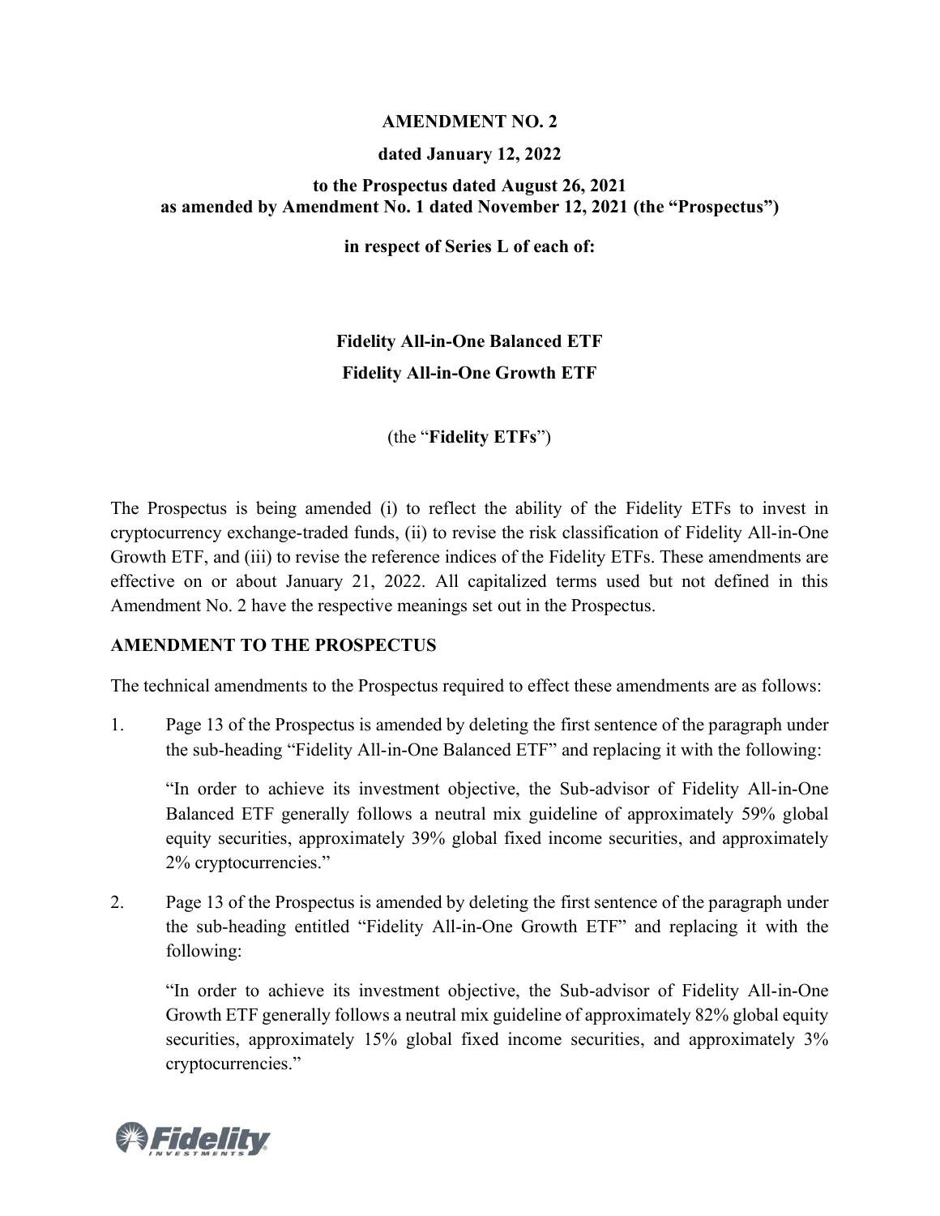**AMENDMENT NO. 2**

**dated January 12, 2022**

**to the Prospectus dated August 26, 2021**
**as amended by Amendment No. 1 dated November 12, 2021 (the "Prospectus")**

**in respect of Series L of each of:**

**Fidelity All-in-One Balanced ETF**

**Fidelity All-in-One Growth ETF**

(the "**Fidelity ETFs**")

The Prospectus is being amended (i) to reflect the ability of the Fidelity ETFs to invest in cryptocurrency exchange-traded funds, (ii) to revise the risk classification of Fidelity All-in-One Growth ETF, and (iii) to revise the reference indices of the Fidelity ETFs. These amendments are effective on or about January 21, 2022. All capitalized terms used but not defined in this Amendment No. 2 have the respective meanings set out in the Prospectus.

## AMENDMENT TO THE PROSPECTUS

The technical amendments to the Prospectus required to effect these amendments are as follows:

1. Page 13 of the Prospectus is amended by deleting the first sentence of the paragraph under the sub-heading "Fidelity All-in-One Balanced ETF" and replacing it with the following:

   "In order to achieve its investment objective, the Sub-advisor of Fidelity All-in-One Balanced ETF generally follows a neutral mix guideline of approximately 59% global equity securities, approximately 39% global fixed income securities, and approximately 2% cryptocurrencies."

2. Page 13 of the Prospectus is amended by deleting the first sentence of the paragraph under the sub-heading entitled "Fidelity All-in-One Growth ETF" and replacing it with the following:

   "In order to achieve its investment objective, the Sub-advisor of Fidelity All-in-One Growth ETF generally follows a neutral mix guideline of approximately 82% global equity securities, approximately 15% global fixed income securities, and approximately 3% cryptocurrencies."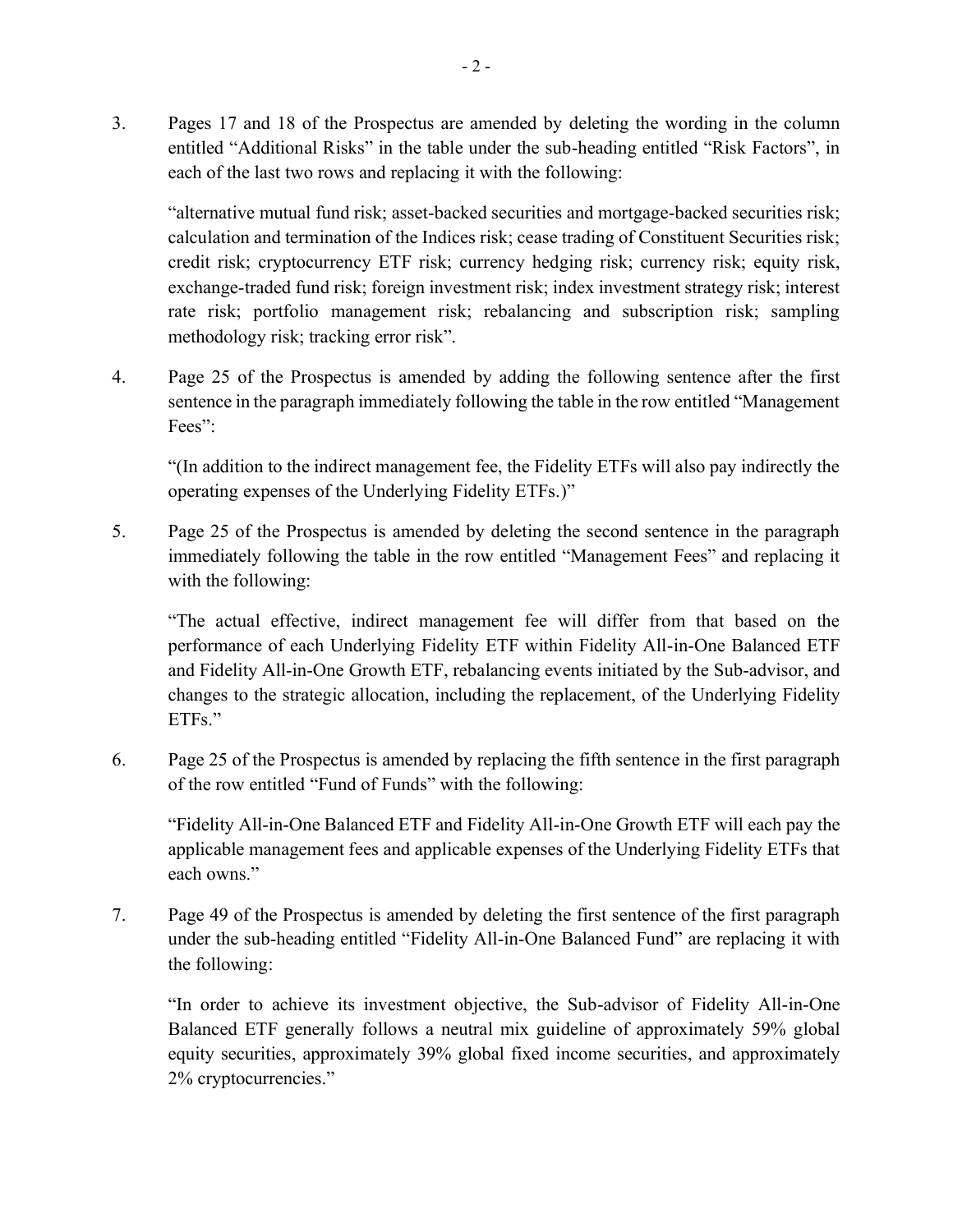3. Pages 17 and 18 of the Prospectus are amended by deleting the wording in the column entitled "Additional Risks" in the table under the sub-heading entitled "Risk Factors", in each of the last two rows and replacing it with the following:

   "alternative mutual fund risk; asset-backed securities and mortgage-backed securities risk; calculation and termination of the Indices risk; cease trading of Constituent Securities risk; credit risk; cryptocurrency ETF risk; currency hedging risk; currency risk; equity risk, exchange-traded fund risk; foreign investment risk; index investment strategy risk; interest rate risk; portfolio management risk; rebalancing and subscription risk; sampling methodology risk; tracking error risk".

4. Page 25 of the Prospectus is amended by adding the following sentence after the first sentence in the paragraph immediately following the table in the row entitled "Management Fees":

   "(In addition to the indirect management fee, the Fidelity ETFs will also pay indirectly the operating expenses of the Underlying Fidelity ETFs.)"

5. Page 25 of the Prospectus is amended by deleting the second sentence in the paragraph immediately following the table in the row entitled "Management Fees" and replacing it with the following:

   "The actual effective, indirect management fee will differ from that based on the performance of each Underlying Fidelity ETF within Fidelity All-in-One Balanced ETF and Fidelity All-in-One Growth ETF, rebalancing events initiated by the Sub-advisor, and changes to the strategic allocation, including the replacement, of the Underlying Fidelity ETFs."

6. Page 25 of the Prospectus is amended by replacing the fifth sentence in the first paragraph of the row entitled "Fund of Funds" with the following:

   "Fidelity All-in-One Balanced ETF and Fidelity All-in-One Growth ETF will each pay the applicable management fees and applicable expenses of the Underlying Fidelity ETFs that each owns."

7. Page 49 of the Prospectus is amended by deleting the first sentence of the first paragraph under the sub-heading entitled "Fidelity All-in-One Balanced Fund" are replacing it with the following:

   "In order to achieve its investment objective, the Sub-advisor of Fidelity All-in-One Balanced ETF generally follows a neutral mix guideline of approximately 59% global equity securities, approximately 39% global fixed income securities, and approximately 2% cryptocurrencies."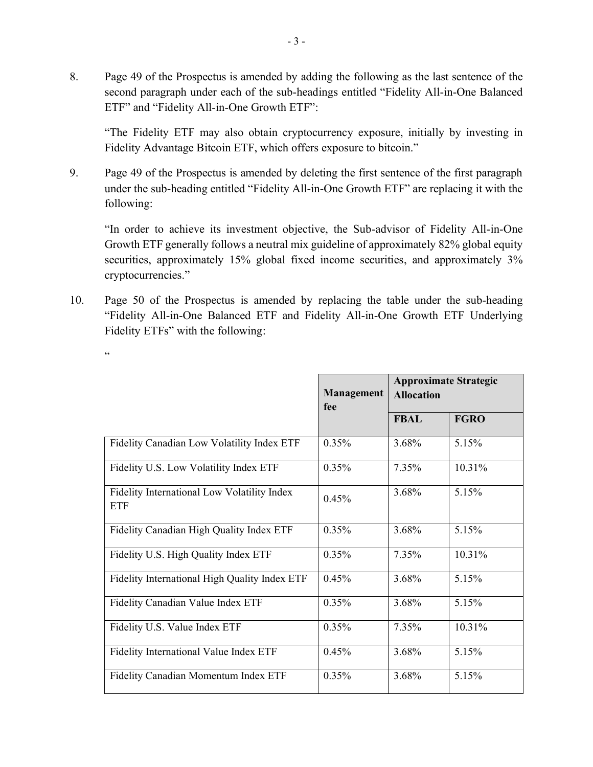8. Page 49 of the Prospectus is amended by adding the following as the last sentence of the second paragraph under each of the sub-headings entitled "Fidelity All-in-One Balanced ETF" and "Fidelity All-in-One Growth ETF":

   "The Fidelity ETF may also obtain cryptocurrency exposure, initially by investing in Fidelity Advantage Bitcoin ETF, which offers exposure to bitcoin."

9. Page 49 of the Prospectus is amended by deleting the first sentence of the first paragraph under the sub-heading entitled "Fidelity All-in-One Growth ETF" are replacing it with the following:

   "In order to achieve its investment objective, the Sub-advisor of Fidelity All-in-One Growth ETF generally follows a neutral mix guideline of approximately 82% global equity securities, approximately 15% global fixed income securities, and approximately 3% cryptocurrencies."

10. Page 50 of the Prospectus is amended by replacing the table under the sub-heading "Fidelity All-in-One Balanced ETF and Fidelity All-in-One Growth ETF Underlying Fidelity ETFs" with the following:

"

| | Management fee | Approximate Strategic Allocation | |
|---|---|---|---|
| | | **FBAL** | **FGRO** |
| Fidelity Canadian Low Volatility Index ETF | 0.35% | 3.68% | 5.15% |
| Fidelity U.S. Low Volatility Index ETF | 0.35% | 7.35% | 10.31% |
| Fidelity International Low Volatility Index ETF | 0.45% | 3.68% | 5.15% |
| Fidelity Canadian High Quality Index ETF | 0.35% | 3.68% | 5.15% |
| Fidelity U.S. High Quality Index ETF | 0.35% | 7.35% | 10.31% |
| Fidelity International High Quality Index ETF | 0.45% | 3.68% | 5.15% |
| Fidelity Canadian Value Index ETF | 0.35% | 3.68% | 5.15% |
| Fidelity U.S. Value Index ETF | 0.35% | 7.35% | 10.31% |
| Fidelity International Value Index ETF | 0.45% | 3.68% | 5.15% |
| Fidelity Canadian Momentum Index ETF | 0.35% | 3.68% | 5.15% |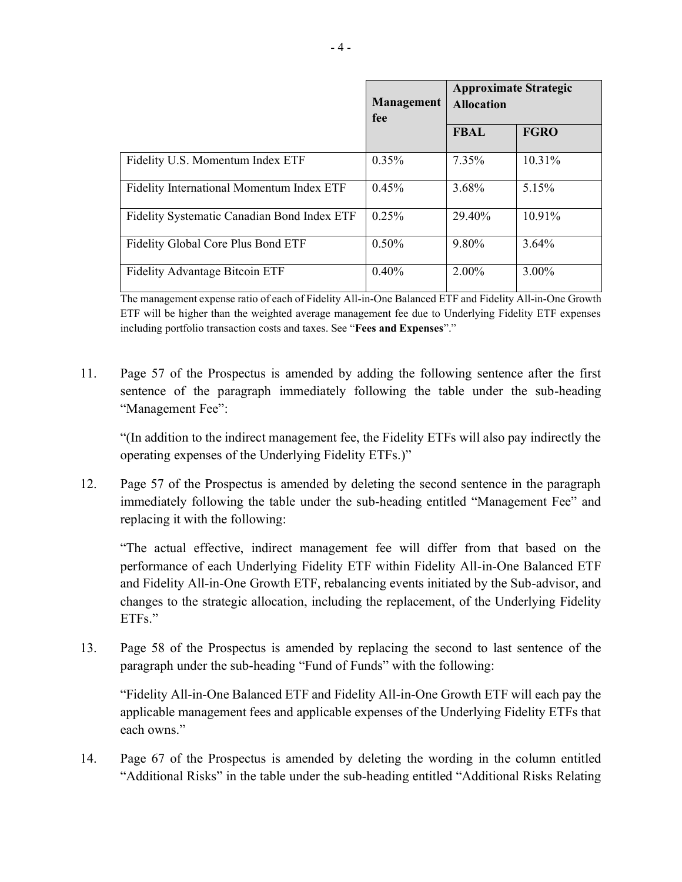| | Management fee | Approximate Strategic Allocation | |
|---|---|---|---|
| | | **FBAL** | **FGRO** |
| Fidelity U.S. Momentum Index ETF | 0.35% | 7.35% | 10.31% |
| Fidelity International Momentum Index ETF | 0.45% | 3.68% | 5.15% |
| Fidelity Systematic Canadian Bond Index ETF | 0.25% | 29.40% | 10.91% |
| Fidelity Global Core Plus Bond ETF | 0.50% | 9.80% | 3.64% |
| Fidelity Advantage Bitcoin ETF | 0.40% | 2.00% | 3.00% |

The management expense ratio of each of Fidelity All-in-One Balanced ETF and Fidelity All-in-One Growth ETF will be higher than the weighted average management fee due to Underlying Fidelity ETF expenses including portfolio transaction costs and taxes. See "**Fees and Expenses**"."

11. Page 57 of the Prospectus is amended by adding the following sentence after the first sentence of the paragraph immediately following the table under the sub-heading "Management Fee":

    "(In addition to the indirect management fee, the Fidelity ETFs will also pay indirectly the operating expenses of the Underlying Fidelity ETFs.)"

12. Page 57 of the Prospectus is amended by deleting the second sentence in the paragraph immediately following the table under the sub-heading entitled "Management Fee" and replacing it with the following:

    "The actual effective, indirect management fee will differ from that based on the performance of each Underlying Fidelity ETF within Fidelity All-in-One Balanced ETF and Fidelity All-in-One Growth ETF, rebalancing events initiated by the Sub-advisor, and changes to the strategic allocation, including the replacement, of the Underlying Fidelity ETFs."

13. Page 58 of the Prospectus is amended by replacing the second to last sentence of the paragraph under the sub-heading "Fund of Funds" with the following:

    "Fidelity All-in-One Balanced ETF and Fidelity All-in-One Growth ETF will each pay the applicable management fees and applicable expenses of the Underlying Fidelity ETFs that each owns."

14. Page 67 of the Prospectus is amended by deleting the wording in the column entitled "Additional Risks" in the table under the sub-heading entitled "Additional Risks Relating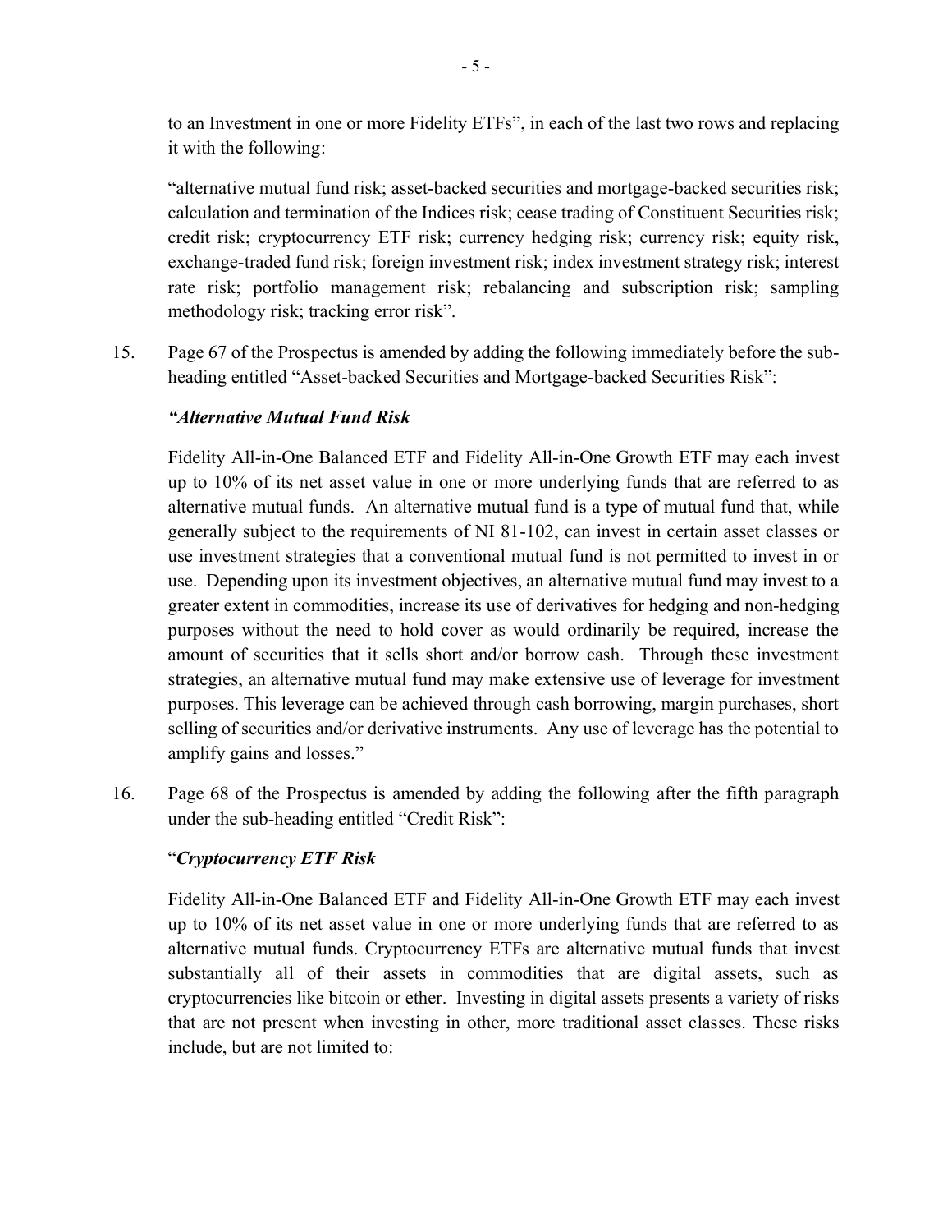to an Investment in one or more Fidelity ETFs", in each of the last two rows and replacing it with the following:

"alternative mutual fund risk; asset-backed securities and mortgage-backed securities risk; calculation and termination of the Indices risk; cease trading of Constituent Securities risk; credit risk; cryptocurrency ETF risk; currency hedging risk; currency risk; equity risk, exchange-traded fund risk; foreign investment risk; index investment strategy risk; interest rate risk; portfolio management risk; rebalancing and subscription risk; sampling methodology risk; tracking error risk".

15. Page 67 of the Prospectus is amended by adding the following immediately before the sub-heading entitled "Asset-backed Securities and Mortgage-backed Securities Risk":

*"Alternative Mutual Fund Risk*

Fidelity All-in-One Balanced ETF and Fidelity All-in-One Growth ETF may each invest up to 10% of its net asset value in one or more underlying funds that are referred to as alternative mutual funds. An alternative mutual fund is a type of mutual fund that, while generally subject to the requirements of NI 81-102, can invest in certain asset classes or use investment strategies that a conventional mutual fund is not permitted to invest in or use. Depending upon its investment objectives, an alternative mutual fund may invest to a greater extent in commodities, increase its use of derivatives for hedging and non-hedging purposes without the need to hold cover as would ordinarily be required, increase the amount of securities that it sells short and/or borrow cash. Through these investment strategies, an alternative mutual fund may make extensive use of leverage for investment purposes. This leverage can be achieved through cash borrowing, margin purchases, short selling of securities and/or derivative instruments. Any use of leverage has the potential to amplify gains and losses."

16. Page 68 of the Prospectus is amended by adding the following after the fifth paragraph under the sub-heading entitled "Credit Risk":

"***Cryptocurrency ETF Risk***

Fidelity All-in-One Balanced ETF and Fidelity All-in-One Growth ETF may each invest up to 10% of its net asset value in one or more underlying funds that are referred to as alternative mutual funds. Cryptocurrency ETFs are alternative mutual funds that invest substantially all of their assets in commodities that are digital assets, such as cryptocurrencies like bitcoin or ether. Investing in digital assets presents a variety of risks that are not present when investing in other, more traditional asset classes. These risks include, but are not limited to: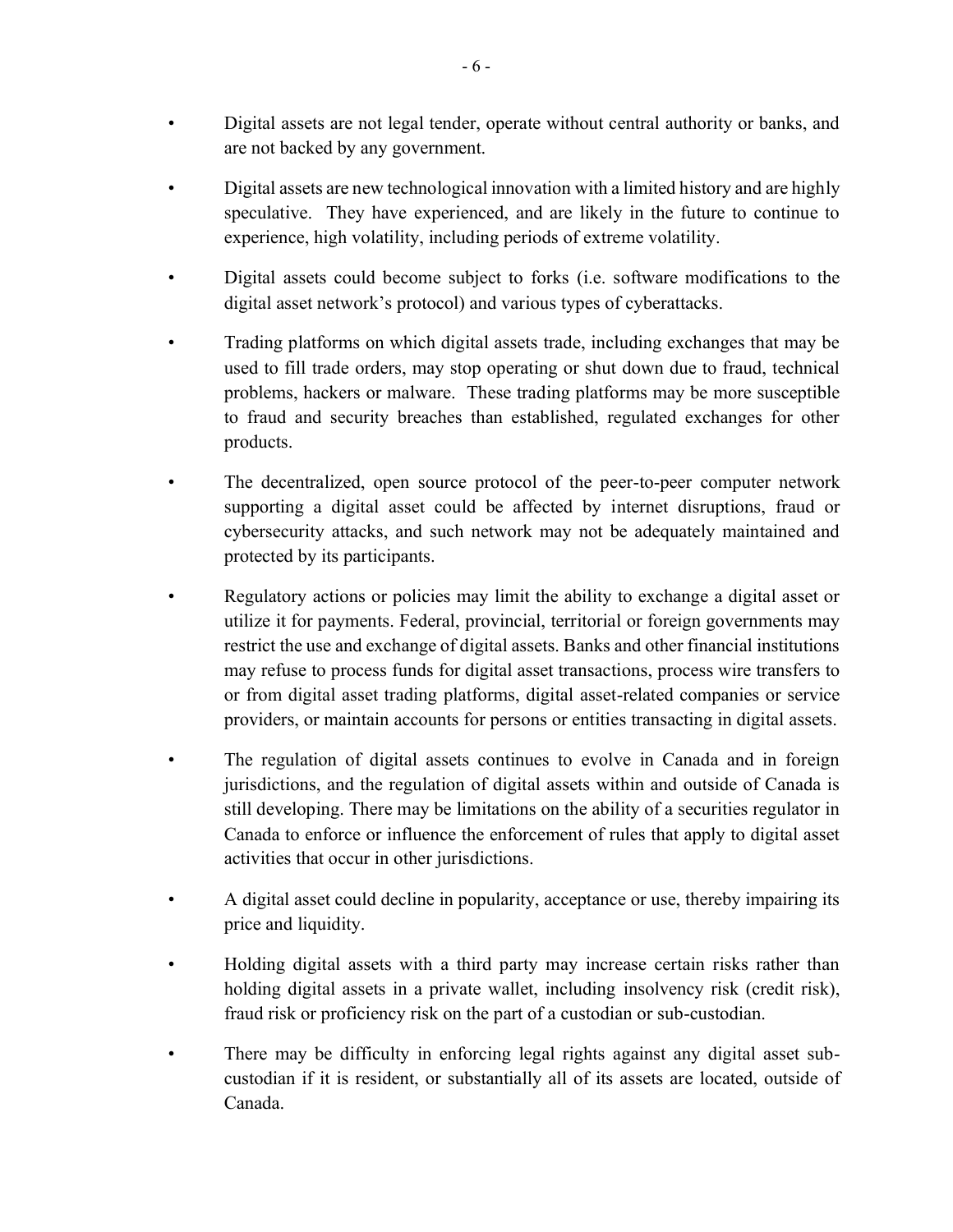- Digital assets are not legal tender, operate without central authority or banks, and are not backed by any government.
- Digital assets are new technological innovation with a limited history and are highly speculative. They have experienced, and are likely in the future to continue to experience, high volatility, including periods of extreme volatility.
- Digital assets could become subject to forks (i.e. software modifications to the digital asset network's protocol) and various types of cyberattacks.
- Trading platforms on which digital assets trade, including exchanges that may be used to fill trade orders, may stop operating or shut down due to fraud, technical problems, hackers or malware. These trading platforms may be more susceptible to fraud and security breaches than established, regulated exchanges for other products.
- The decentralized, open source protocol of the peer-to-peer computer network supporting a digital asset could be affected by internet disruptions, fraud or cybersecurity attacks, and such network may not be adequately maintained and protected by its participants.
- Regulatory actions or policies may limit the ability to exchange a digital asset or utilize it for payments. Federal, provincial, territorial or foreign governments may restrict the use and exchange of digital assets. Banks and other financial institutions may refuse to process funds for digital asset transactions, process wire transfers to or from digital asset trading platforms, digital asset-related companies or service providers, or maintain accounts for persons or entities transacting in digital assets.
- The regulation of digital assets continues to evolve in Canada and in foreign jurisdictions, and the regulation of digital assets within and outside of Canada is still developing. There may be limitations on the ability of a securities regulator in Canada to enforce or influence the enforcement of rules that apply to digital asset activities that occur in other jurisdictions.
- A digital asset could decline in popularity, acceptance or use, thereby impairing its price and liquidity.
- Holding digital assets with a third party may increase certain risks rather than holding digital assets in a private wallet, including insolvency risk (credit risk), fraud risk or proficiency risk on the part of a custodian or sub-custodian.
- There may be difficulty in enforcing legal rights against any digital asset sub-custodian if it is resident, or substantially all of its assets are located, outside of Canada.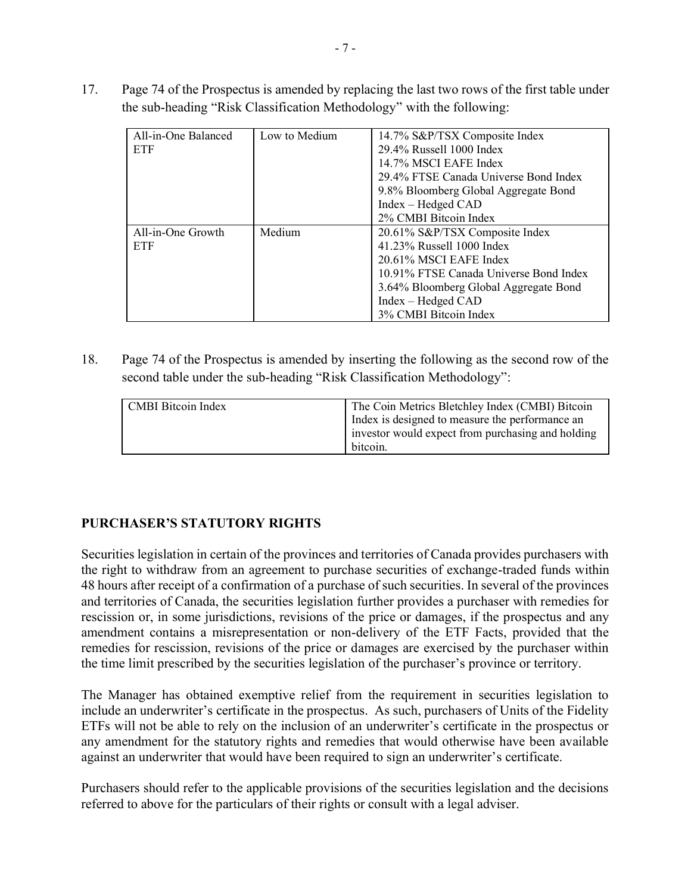17. Page 74 of the Prospectus is amended by replacing the last two rows of the first table under the sub-heading “Risk Classification Methodology” with the following:

| | | |
|---|---|---|
| All-in-One Balanced ETF | Low to Medium | 14.7% S&P/TSX Composite Index<br>29.4% Russell 1000 Index<br>14.7% MSCI EAFE Index<br>29.4% FTSE Canada Universe Bond Index<br>9.8% Bloomberg Global Aggregate Bond Index – Hedged CAD<br>2% CMBI Bitcoin Index |
| All-in-One Growth ETF | Medium | 20.61% S&P/TSX Composite Index<br>41.23% Russell 1000 Index<br>20.61% MSCI EAFE Index<br>10.91% FTSE Canada Universe Bond Index<br>3.64% Bloomberg Global Aggregate Bond Index – Hedged CAD<br>3% CMBI Bitcoin Index |

18. Page 74 of the Prospectus is amended by inserting the following as the second row of the second table under the sub-heading “Risk Classification Methodology”:

| | |
|---|---|
| CMBI Bitcoin Index | The Coin Metrics Bletchley Index (CMBI) Bitcoin Index is designed to measure the performance an investor would expect from purchasing and holding bitcoin. |

## PURCHASER’S STATUTORY RIGHTS

Securities legislation in certain of the provinces and territories of Canada provides purchasers with the right to withdraw from an agreement to purchase securities of exchange-traded funds within 48 hours after receipt of a confirmation of a purchase of such securities. In several of the provinces and territories of Canada, the securities legislation further provides a purchaser with remedies for rescission or, in some jurisdictions, revisions of the price or damages, if the prospectus and any amendment contains a misrepresentation or non-delivery of the ETF Facts, provided that the remedies for rescission, revisions of the price or damages are exercised by the purchaser within the time limit prescribed by the securities legislation of the purchaser’s province or territory.

The Manager has obtained exemptive relief from the requirement in securities legislation to include an underwriter’s certificate in the prospectus. As such, purchasers of Units of the Fidelity ETFs will not be able to rely on the inclusion of an underwriter’s certificate in the prospectus or any amendment for the statutory rights and remedies that would otherwise have been available against an underwriter that would have been required to sign an underwriter’s certificate.

Purchasers should refer to the applicable provisions of the securities legislation and the decisions referred to above for the particulars of their rights or consult with a legal adviser.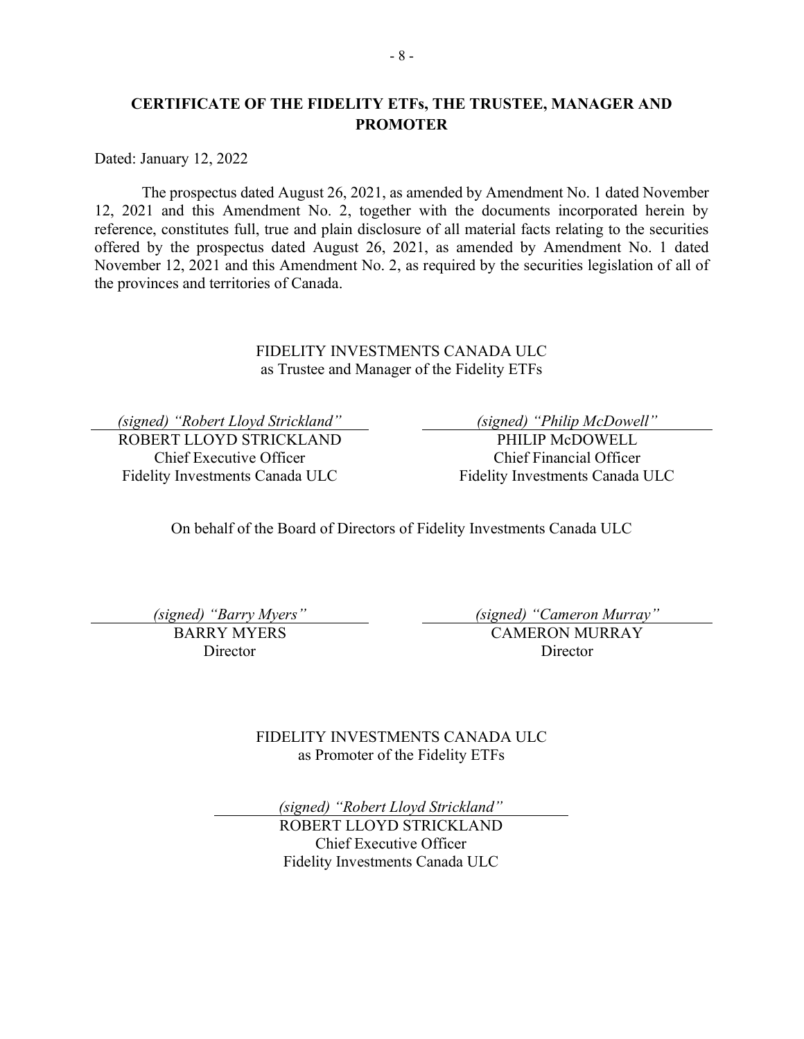## CERTIFICATE OF THE FIDELITY ETFs, THE TRUSTEE, MANAGER AND PROMOTER

Dated: January 12, 2022

The prospectus dated August 26, 2021, as amended by Amendment No. 1 dated November 12, 2021 and this Amendment No. 2, together with the documents incorporated herein by reference, constitutes full, true and plain disclosure of all material facts relating to the securities offered by the prospectus dated August 26, 2021, as amended by Amendment No. 1 dated November 12, 2021 and this Amendment No. 2, as required by the securities legislation of all of the provinces and territories of Canada.

FIDELITY INVESTMENTS CANADA ULC
as Trustee and Manager of the Fidelity ETFs

*(signed) "Robert Lloyd Strickland"*
ROBERT LLOYD STRICKLAND
Chief Executive Officer
Fidelity Investments Canada ULC

*(signed) "Philip McDowell"*
PHILIP McDOWELL
Chief Financial Officer
Fidelity Investments Canada ULC

On behalf of the Board of Directors of Fidelity Investments Canada ULC

*(signed) "Barry Myers"*
BARRY MYERS
Director

*(signed) "Cameron Murray"*
CAMERON MURRAY
Director

FIDELITY INVESTMENTS CANADA ULC
as Promoter of the Fidelity ETFs

*(signed) "Robert Lloyd Strickland"*
ROBERT LLOYD STRICKLAND
Chief Executive Officer
Fidelity Investments Canada ULC